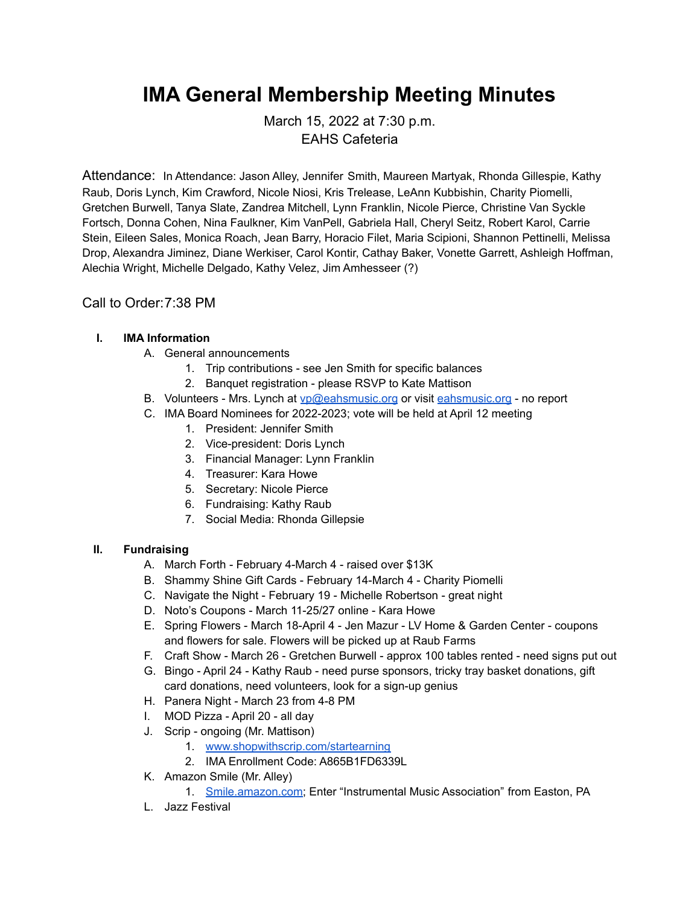# IMA General Membership Meeting Minutes

March 15, 2022 at 7:30 p.m.
EAHS Cafeteria

Attendance: In Attendance: Jason Alley, Jennifer Smith, Maureen Martyak, Rhonda Gillespie, Kathy Raub, Doris Lynch, Kim Crawford, Nicole Niosi, Kris Trelease, LeAnn Kubbishin, Charity Piomelli, Gretchen Burwell, Tanya Slate, Zandrea Mitchell, Lynn Franklin, Nicole Pierce, Christine Van Syckle Fortsch, Donna Cohen, Nina Faulkner, Kim VanPell, Gabriela Hall, Cheryl Seitz, Robert Karol, Carrie Stein, Eileen Sales, Monica Roach, Jean Barry, Horacio Filet, Maria Scipioni, Shannon Pettinelli, Melissa Drop, Alexandra Jiminez, Diane Werkiser, Carol Kontir, Cathay Baker, Vonette Garrett, Ashleigh Hoffman, Alechia Wright, Michelle Delgado, Kathy Velez, Jim Amhesseer (?)

Call to Order: 7:38 PM

## I. IMA Information

A. General announcements
   1. Trip contributions - see Jen Smith for specific balances
   2. Banquet registration - please RSVP to Kate Mattison

B. Volunteers - Mrs. Lynch at vp@eahsmusic.org or visit eahsmusic.org - no report

C. IMA Board Nominees for 2022-2023; vote will be held at April 12 meeting
   1. President: Jennifer Smith
   2. Vice-president: Doris Lynch
   3. Financial Manager: Lynn Franklin
   4. Treasurer: Kara Howe
   5. Secretary: Nicole Pierce
   6. Fundraising: Kathy Raub
   7. Social Media: Rhonda Gillepsie

## II. Fundraising

A. March Forth - February 4-March 4 - raised over $13K

B. Shammy Shine Gift Cards - February 14-March 4 - Charity Piomelli

C. Navigate the Night - February 19 - Michelle Robertson - great night

D. Noto's Coupons - March 11-25/27 online - Kara Howe

E. Spring Flowers - March 18-April 4 - Jen Mazur - LV Home & Garden Center - coupons and flowers for sale. Flowers will be picked up at Raub Farms

F. Craft Show - March 26 - Gretchen Burwell - approx 100 tables rented - need signs put out

G. Bingo - April 24 - Kathy Raub - need purse sponsors, tricky tray basket donations, gift card donations, need volunteers, look for a sign-up genius

H. Panera Night - March 23 from 4-8 PM

I. MOD Pizza - April 20 - all day

J. Scrip - ongoing (Mr. Mattison)
   1. www.shopwithscrip.com/startearning
   2. IMA Enrollment Code: A865B1FD6339L

K. Amazon Smile (Mr. Alley)
   1. Smile.amazon.com; Enter "Instrumental Music Association" from Easton, PA

L. Jazz Festival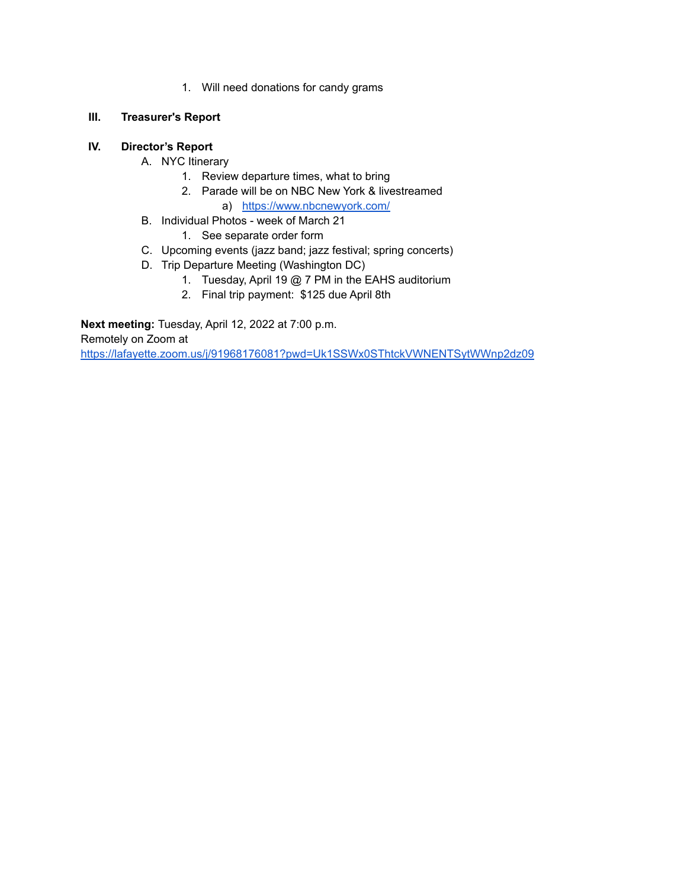1. Will need donations for candy grams

**III. Treasurer's Report**

**IV. Director's Report**

- A. NYC Itinerary
  1. Review departure times, what to bring
  2. Parade will be on NBC New York & livestreamed
     - a) https://www.nbcnewyork.com/
- B. Individual Photos - week of March 21
  1. See separate order form
- C. Upcoming events (jazz band; jazz festival; spring concerts)
- D. Trip Departure Meeting (Washington DC)
  1. Tuesday, April 19 @ 7 PM in the EAHS auditorium
  2. Final trip payment: $125 due April 8th

**Next meeting:** Tuesday, April 12, 2022 at 7:00 p.m.
Remotely on Zoom at
https://lafayette.zoom.us/j/91968176081?pwd=Uk1SSWx0SThtckVWNENTSytWWnp2dz09